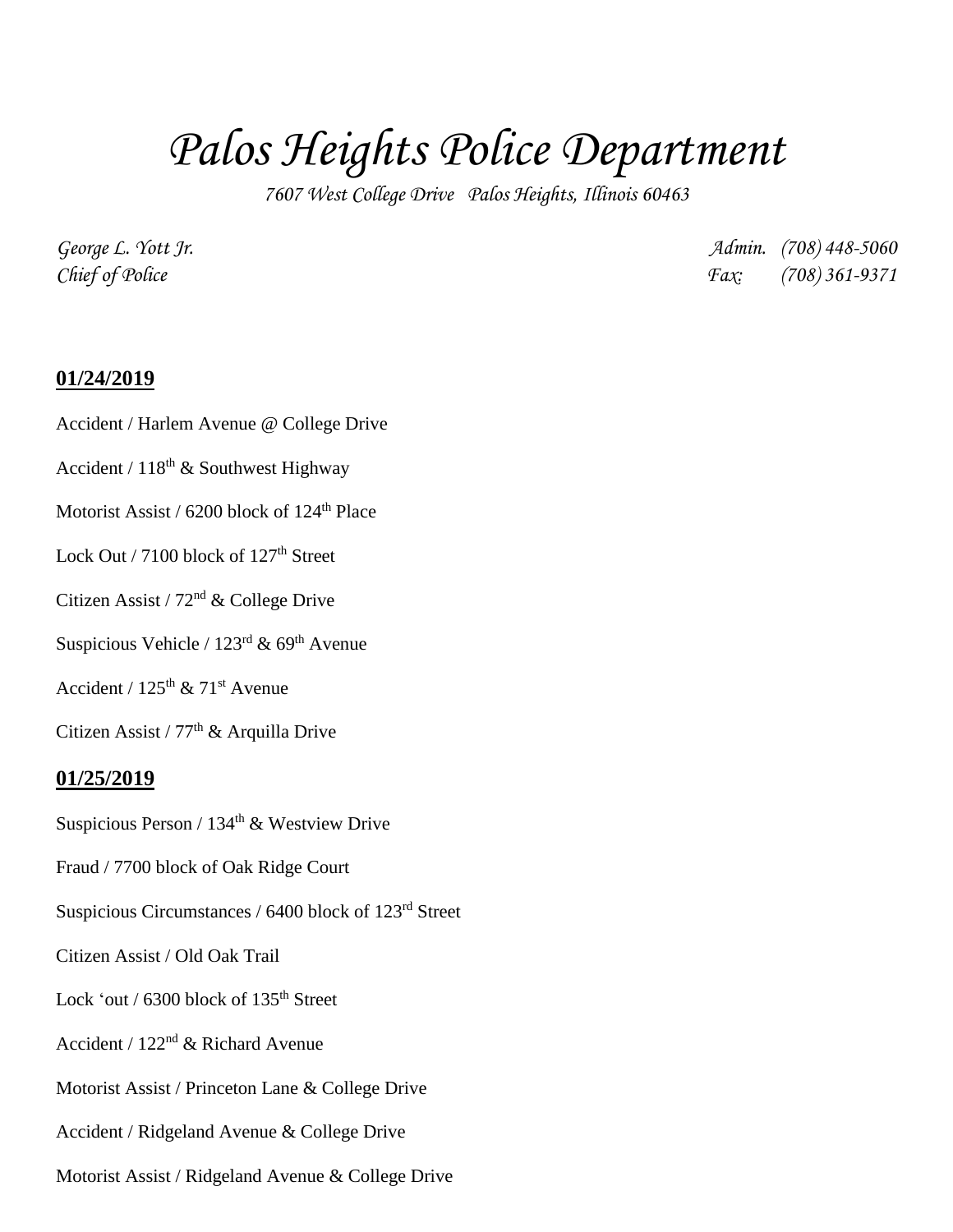# *Palos Heights Police Department*

*7607 West College Drive   Palos Heights, Illinois 60463*

*George L. Yott Jr.*  
*Chief of Police*

*Admin. (708) 448-5060*  
*Fax: (708) 361-9371*

**01/24/2019**

Accident / Harlem Avenue @ College Drive

Accident / 118th & Southwest Highway

Motorist Assist / 6200 block of 124th Place

Lock Out / 7100 block of 127th Street

Citizen Assist / 72nd & College Drive

Suspicious Vehicle / 123rd & 69th Avenue

Accident / 125th & 71st Avenue

Citizen Assist / 77th & Arquilla Drive

**01/25/2019**

Suspicious Person / 134th & Westview Drive

Fraud / 7700 block of Oak Ridge Court

Suspicious Circumstances / 6400 block of 123rd Street

Citizen Assist / Old Oak Trail

Lock 'out / 6300 block of 135th Street

Accident / 122nd & Richard Avenue

Motorist Assist / Princeton Lane & College Drive

Accident / Ridgeland Avenue & College Drive

Motorist Assist / Ridgeland Avenue & College Drive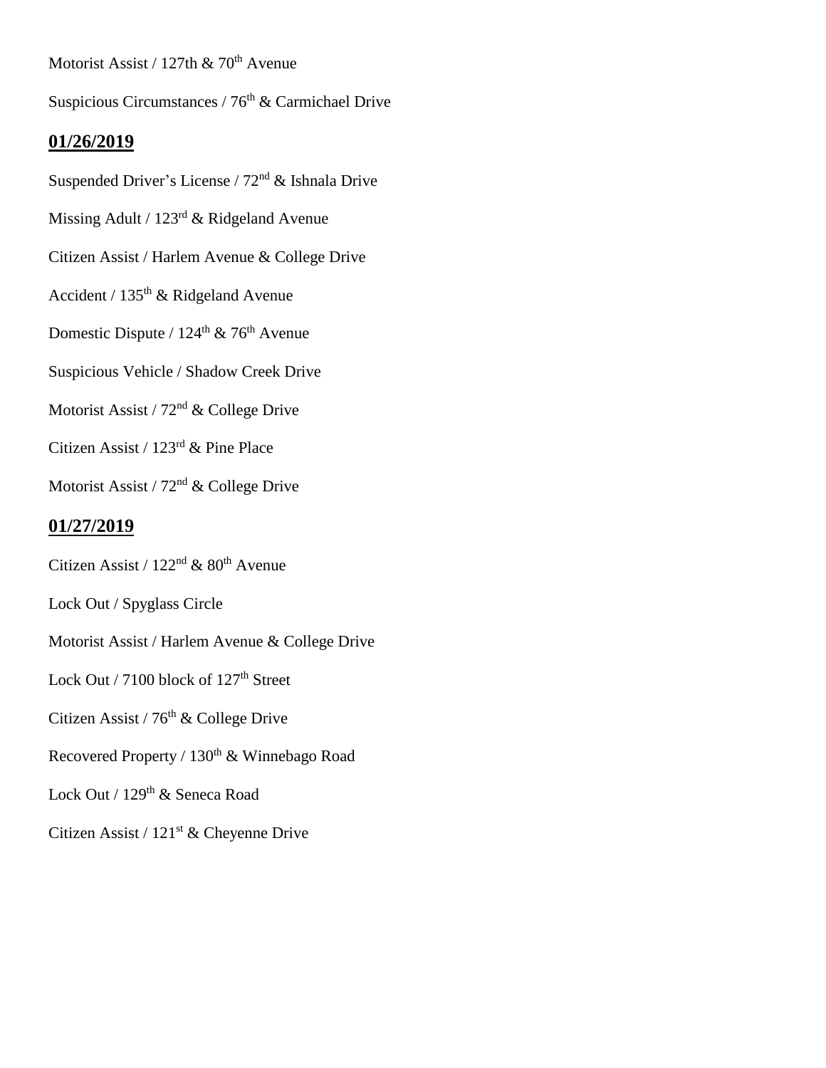Motorist Assist / 127th & 70th Avenue

Suspicious Circumstances / 76th & Carmichael Drive

## 01/26/2019

Suspended Driver's License / 72nd & Ishnala Drive

Missing Adult / 123rd & Ridgeland Avenue

Citizen Assist / Harlem Avenue & College Drive

Accident / 135th & Ridgeland Avenue

Domestic Dispute / 124th & 76th Avenue

Suspicious Vehicle / Shadow Creek Drive

Motorist Assist / 72nd & College Drive

Citizen Assist / 123rd & Pine Place

Motorist Assist / 72nd & College Drive

## 01/27/2019

Citizen Assist / 122nd & 80th Avenue

Lock Out / Spyglass Circle

Motorist Assist / Harlem Avenue & College Drive

Lock Out / 7100 block of 127th Street

Citizen Assist / 76th & College Drive

Recovered Property / 130th & Winnebago Road

Lock Out / 129th & Seneca Road

Citizen Assist / 121st & Cheyenne Drive